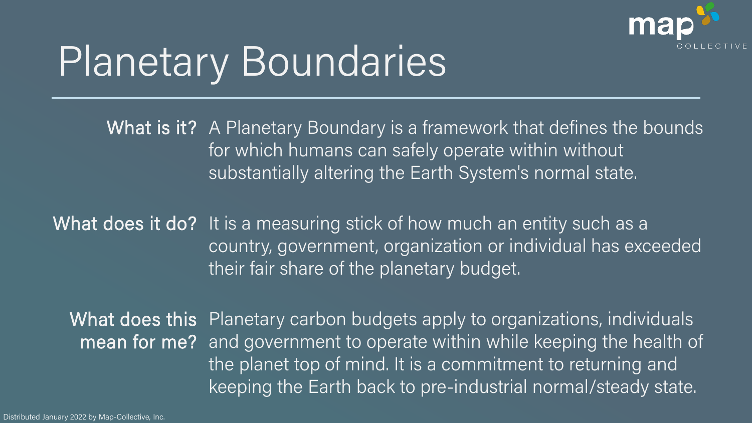# Planetary Boundaries

**What is it?** A Planetary Boundary is a framework that defines the bounds for which humans can safely operate within without substantially altering the Earth System's normal state.

**What does it do?** It is a measuring stick of how much an entity such as a country, government, organization or individual has exceeded their fair share of the planetary budget.

**What does this mean for me?** Planetary carbon budgets apply to organizations, individuals and government to operate within while keeping the health of the planet top of mind. It is a commitment to returning and keeping the Earth back to pre-industrial normal/steady state.

Distributed January 2022 by Map-Collective, Inc.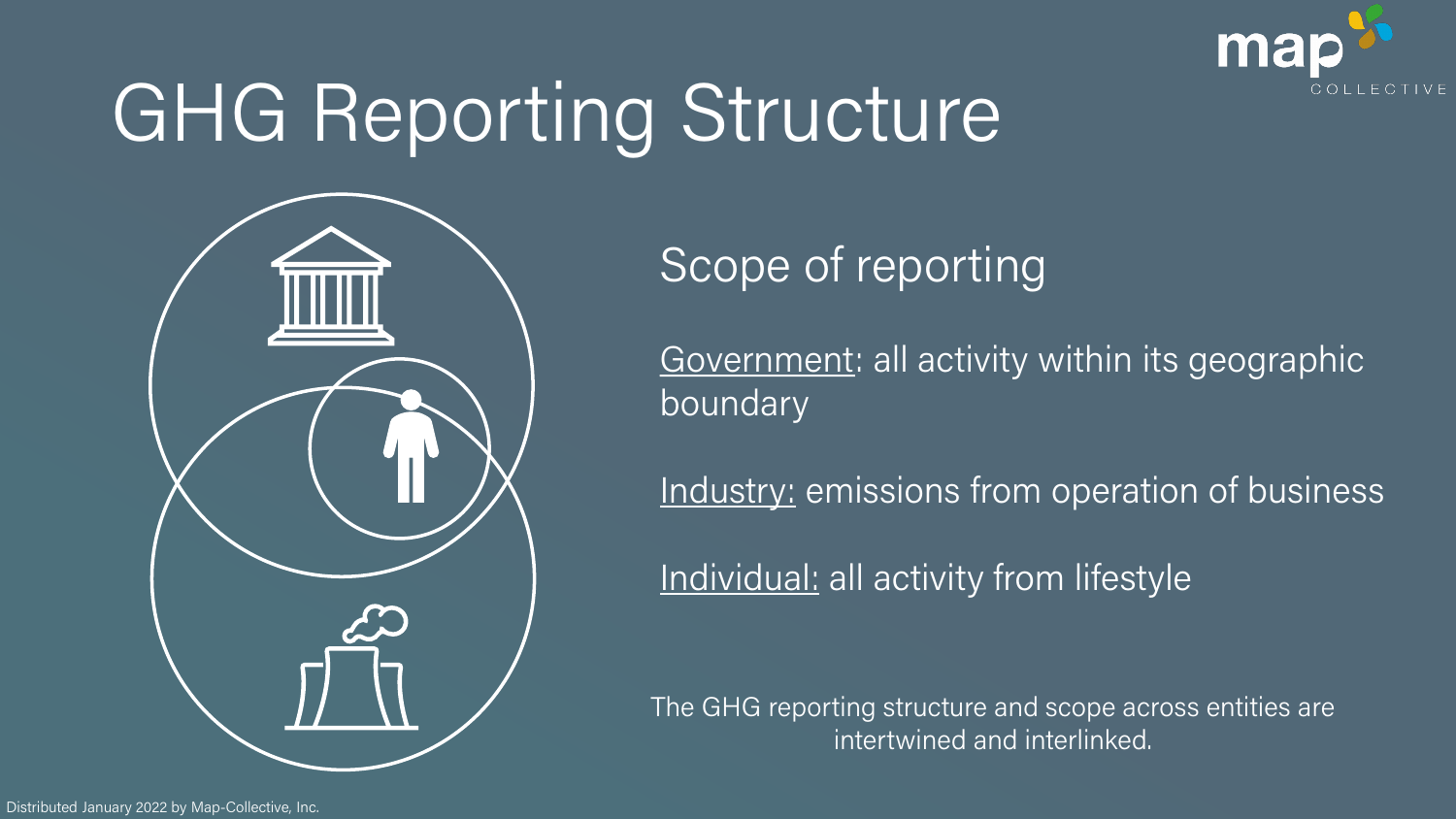# GHG Reporting Structure

## Scope of reporting

Government: all activity within its geographic boundary

Industry: emissions from operation of business

Individual: all activity from lifestyle

The GHG reporting structure and scope across entities are intertwined and interlinked.

Distributed January 2022 by Map-Collective, Inc.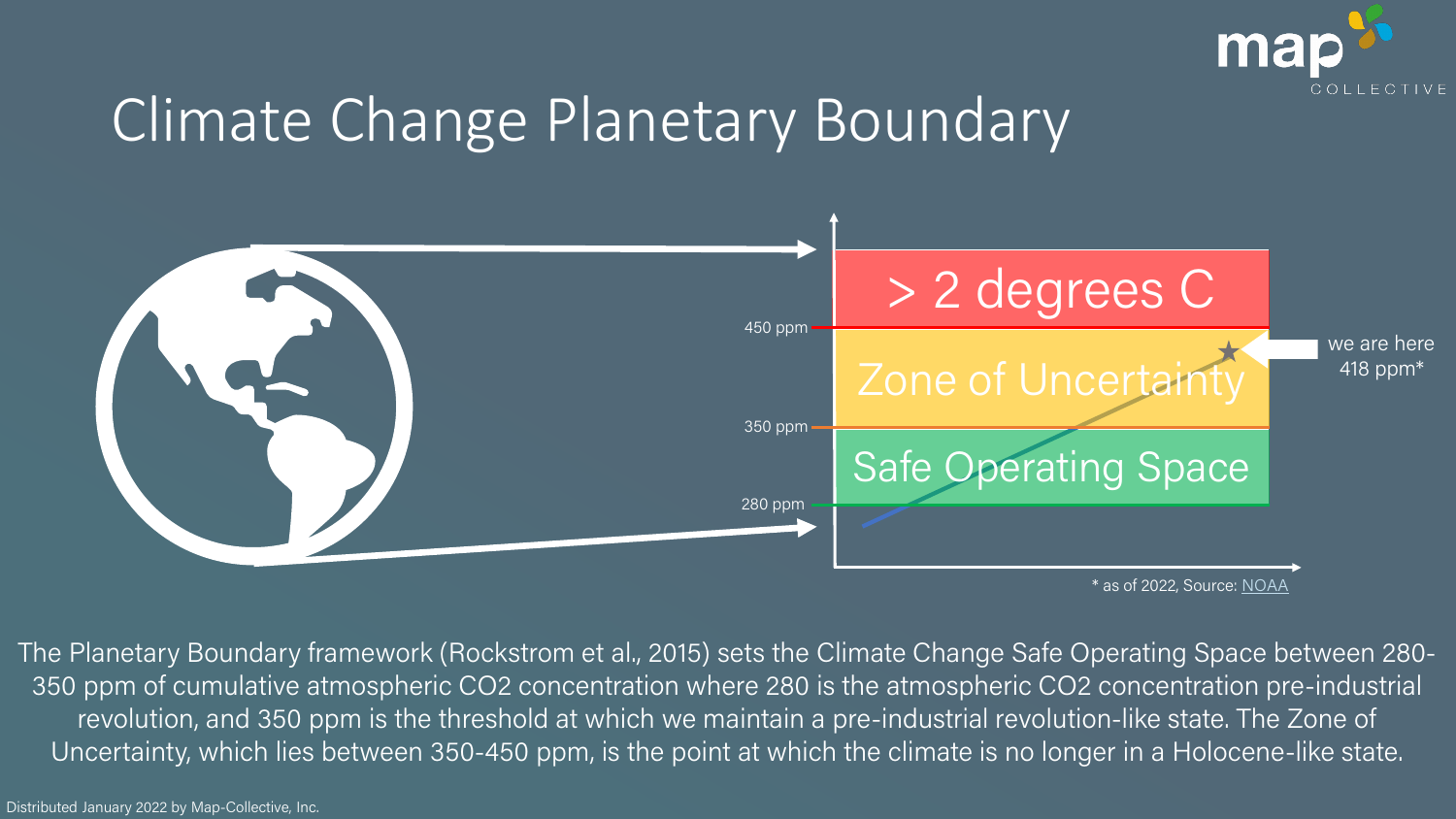# Climate Change Planetary Boundary

> 2 degrees C

450 ppm

Zone of Uncertainty

we are here 418 ppm*

350 ppm

Safe Operating Space

280 ppm

* as of 2022, Source: NOAA

The Planetary Boundary framework (Rockstrom et al., 2015) sets the Climate Change Safe Operating Space between 280-350 ppm of cumulative atmospheric $CO_2$ concentration where 280 is the atmospheric $CO_2$ concentration pre-industrial revolution, and 350 ppm is the threshold at which we maintain a pre-industrial revolution-like state. The Zone of Uncertainty, which lies between 350-450 ppm, is the point at which the climate is no longer in a Holocene-like state.

Distributed January 2022 by Map-Collective, Inc.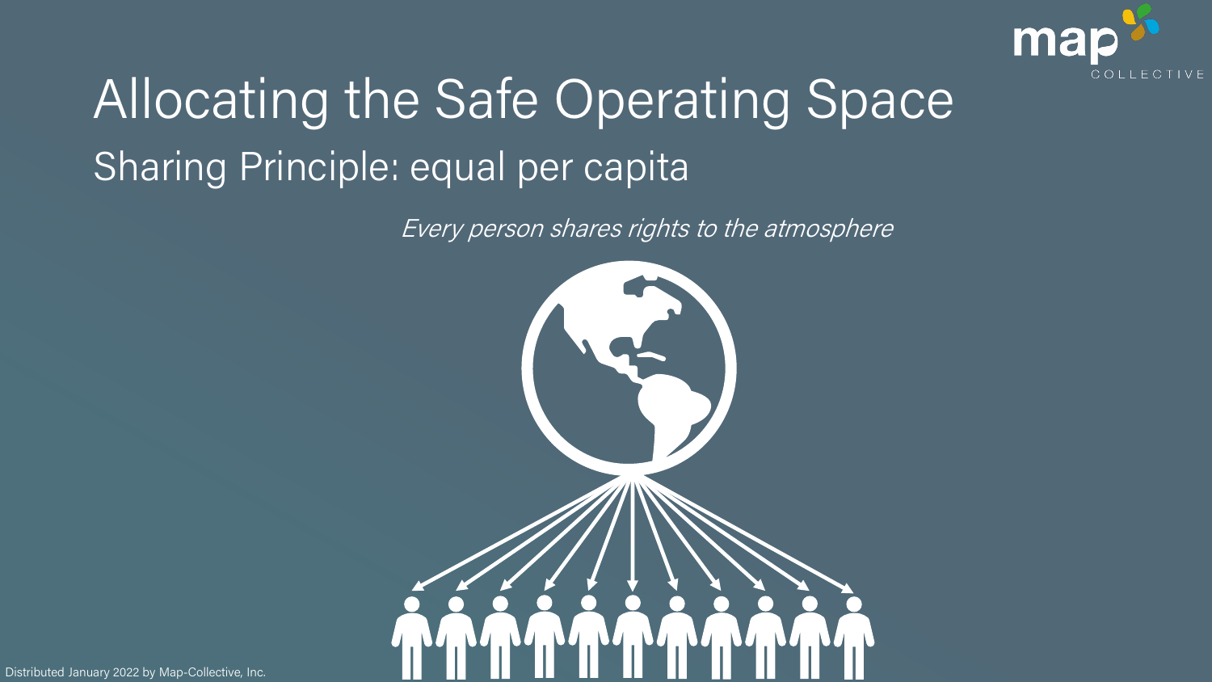# Allocating the Safe Operating Space

## Sharing Principle: equal per capita

*Every person shares rights to the atmosphere*

Distributed January 2022 by Map-Collective, Inc.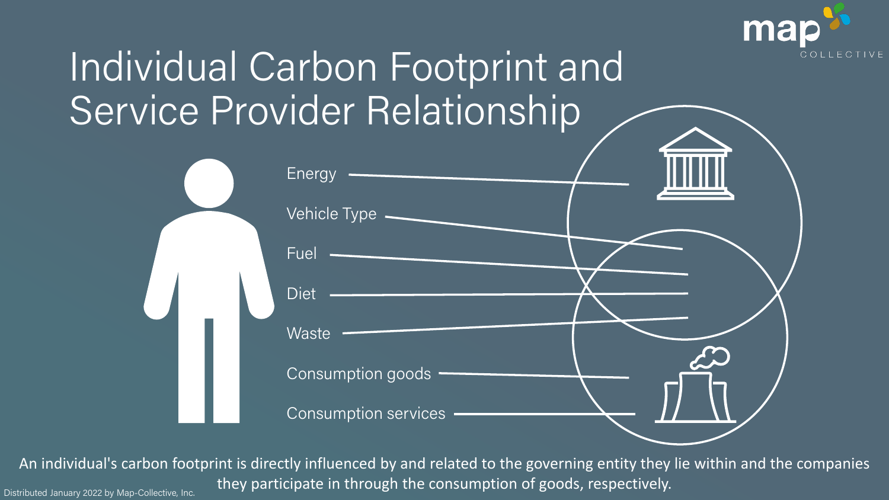# Individual Carbon Footprint and Service Provider Relationship

- Energy
- Vehicle Type
- Fuel
- Diet
- Waste
- Consumption goods
- Consumption services

An individual's carbon footprint is directly influenced by and related to the governing entity they lie within and the companies they participate in through the consumption of goods, respectively.

Distributed January 2022 by Map-Collective, Inc.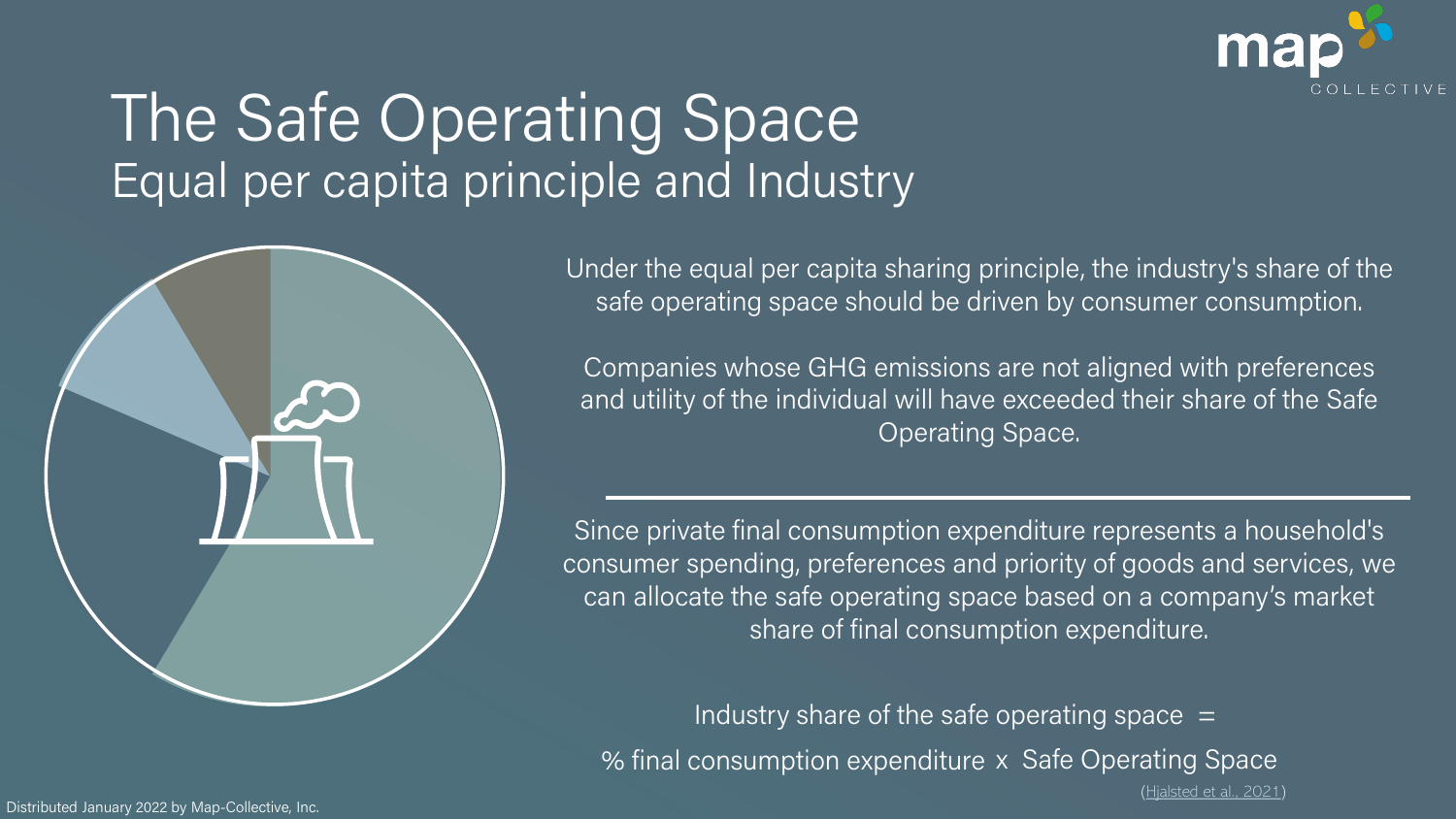# The Safe Operating Space

## Equal per capita principle and Industry

Under the equal per capita sharing principle, the industry's share of the safe operating space should be driven by consumer consumption.

Companies whose GHG emissions are not aligned with preferences and utility of the individual will have exceeded their share of the Safe Operating Space.

---

Since private final consumption expenditure represents a household's consumer spending, preferences and priority of goods and services, we can allocate the safe operating space based on a company's market share of final consumption expenditure.

Industry share of the safe operating space =

% final consumption expenditure x Safe Operating Space

(Hjalsted et al., 2021)

Distributed January 2022 by Map-Collective, Inc.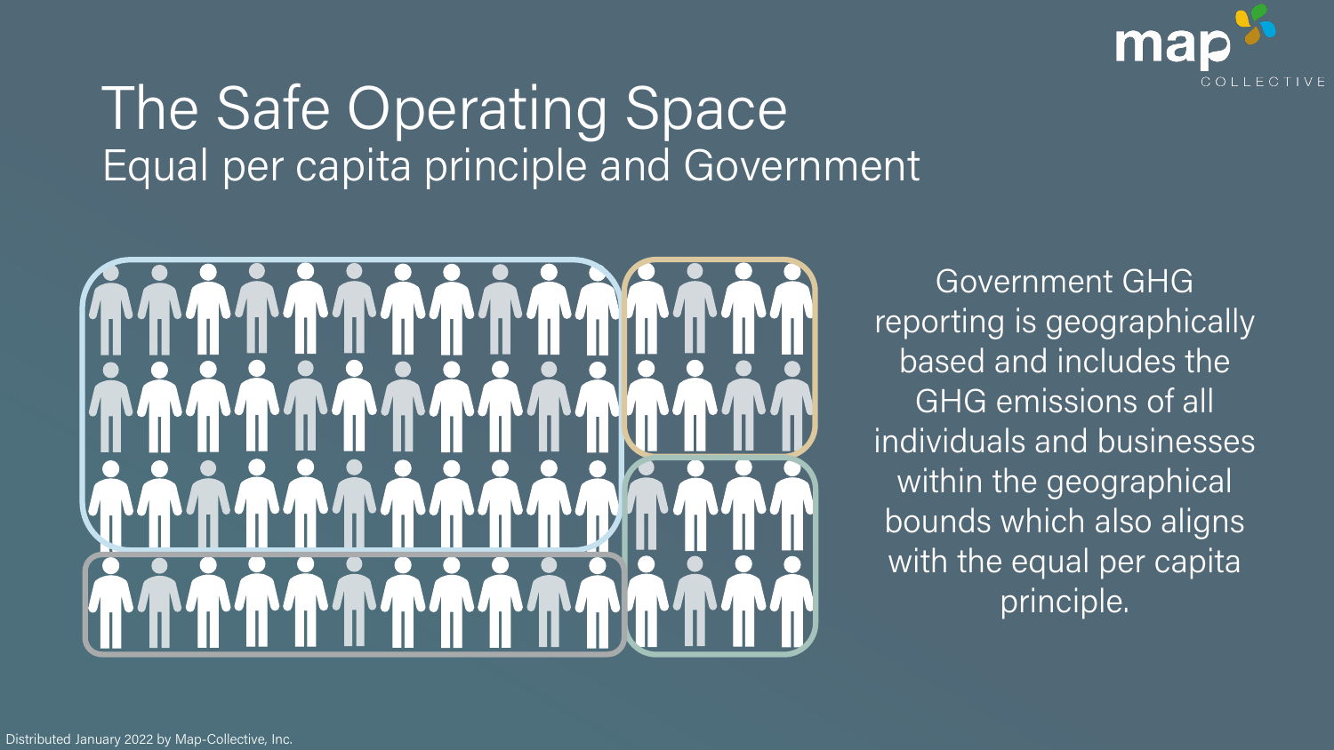# The Safe Operating Space

## Equal per capita principle and Government

Government GHG reporting is geographically based and includes the GHG emissions of all individuals and businesses within the geographical bounds which also aligns with the equal per capita principle.

Distributed January 2022 by Map-Collective, Inc.